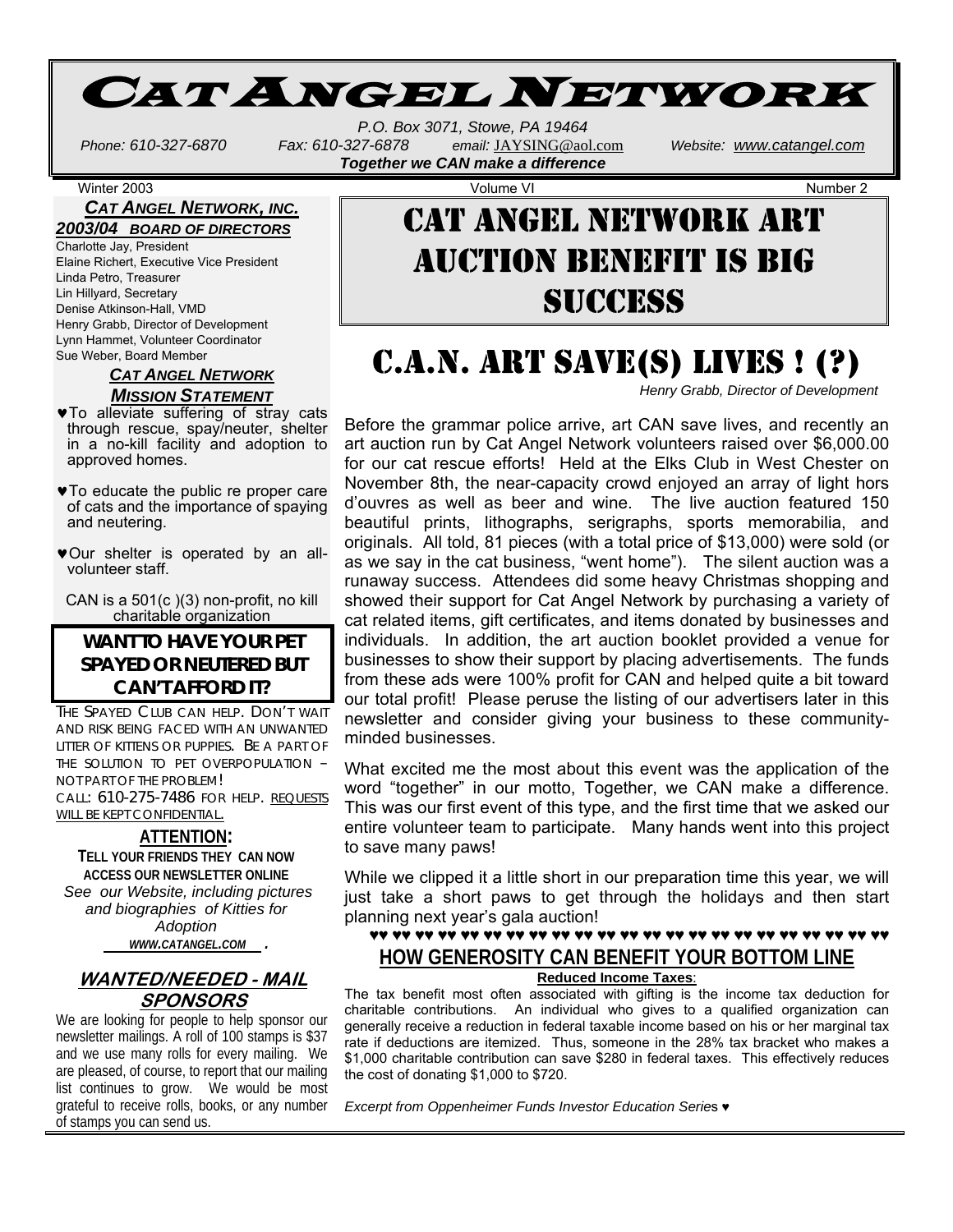# Cat Angel Network

P.O. Box 3071, Stowe, PA 19464

*Phone: 610-327-6870 Fax: 610-327-6878 email:* JAYSING@aol.com *Website:* *www.catangel.com*

***Together we CAN make a difference***

Winter 2003 Volume VI Number 2

### *CAT ANGEL NETWORK, INC.*

***2003/04 BOARD OF DIRECTORS***

Charlotte Jay, President
Elaine Richert, Executive Vice President
Linda Petro, Treasurer
Lin Hillyard, Secretary
Denise Atkinson-Hall, VMD
Henry Grabb, Director of Development
Lynn Hammet, Volunteer Coordinator
Sue Weber, Board Member

### *CAT ANGEL NETWORK MISSION STATEMENT*

- ♥To alleviate suffering of stray cats through rescue, spay/neuter, shelter in a no-kill facility and adoption to approved homes.
- ♥To educate the public re proper care of cats and the importance of spaying and neutering.
- ♥Our shelter is operated by an all-volunteer staff.

CAN is a 501(c )(3) non-profit, no kill charitable organization

**WANT TO HAVE YOUR PET SPAYED OR NEUTERED BUT CAN'T AFFORD IT?**

THE SPAYED CLUB CAN HELP. DON'T WAIT AND RISK BEING FACED WITH AN UNWANTED LITTER OF KITTENS OR PUPPIES. BE A PART OF THE SOLUTION TO PET OVERPOPULATION – NOT PART OF THE PROBLEM!
CALL: 610-275-7486 FOR HELP. REQUESTS WILL BE KEPT CONFIDENTIAL.

**ATTENTION:**

**TELL YOUR FRIENDS THEY CAN NOW ACCESS OUR NEWSLETTER ONLINE**

*See our Website, including pictures and biographies of Kitties for Adoption*
*WWW.CATANGEL.COM .*

### WANTED/NEEDED - MAIL SPONSORS

We are looking for people to help sponsor our newsletter mailings. A roll of 100 stamps is $37 and we use many rolls for every mailing. We are pleased, of course, to report that our mailing list continues to grow. We would be most grateful to receive rolls, books, or any number of stamps you can send us.

# CAT ANGEL NETWORK ART AUCTION BENEFIT IS BIG SUCCESS

## C.A.N. ART SAVE(S) LIVES ! (?)

*Henry Grabb, Director of Development*

Before the grammar police arrive, art CAN save lives, and recently an art auction run by Cat Angel Network volunteers raised over $6,000.00 for our cat rescue efforts! Held at the Elks Club in West Chester on November 8th, the near-capacity crowd enjoyed an array of light hors d'ouvres as well as beer and wine. The live auction featured 150 beautiful prints, lithographs, serigraphs, sports memorabilia, and originals. All told, 81 pieces (with a total price of $13,000) were sold (or as we say in the cat business, "went home"). The silent auction was a runaway success. Attendees did some heavy Christmas shopping and showed their support for Cat Angel Network by purchasing a variety of cat related items, gift certificates, and items donated by businesses and individuals. In addition, the art auction booklet provided a venue for businesses to show their support by placing advertisements. The funds from these ads were 100% profit for CAN and helped quite a bit toward our total profit! Please peruse the listing of our advertisers later in this newsletter and consider giving your business to these community-minded businesses.

What excited me the most about this event was the application of the word "together" in our motto, Together, we CAN make a difference. This was our first event of this type, and the first time that we asked our entire volunteer team to participate. Many hands went into this project to save many paws!

While we clipped it a little short in our preparation time this year, we will just take a short paws to get through the holidays and then start planning next year's gala auction!

♥♥ ♥♥ ♥♥ ♥♥ ♥♥ ♥♥ ♥♥ ♥♥ ♥♥ ♥♥ ♥♥ ♥♥ ♥♥ ♥♥ ♥♥ ♥♥ ♥♥ ♥♥ ♥♥ ♥♥ ♥♥ ♥♥ ♥♥ ♥♥

## HOW GENEROSITY CAN BENEFIT YOUR BOTTOM LINE

**Reduced Income Taxes**:

The tax benefit most often associated with gifting is the income tax deduction for charitable contributions. An individual who gives to a qualified organization can generally receive a reduction in federal taxable income based on his or her marginal tax rate if deductions are itemized. Thus, someone in the 28% tax bracket who makes a $1,000 charitable contribution can save $280 in federal taxes. This effectively reduces the cost of donating $1,000 to $720.

*Excerpt from Oppenheimer Funds Investor Education Series* ♥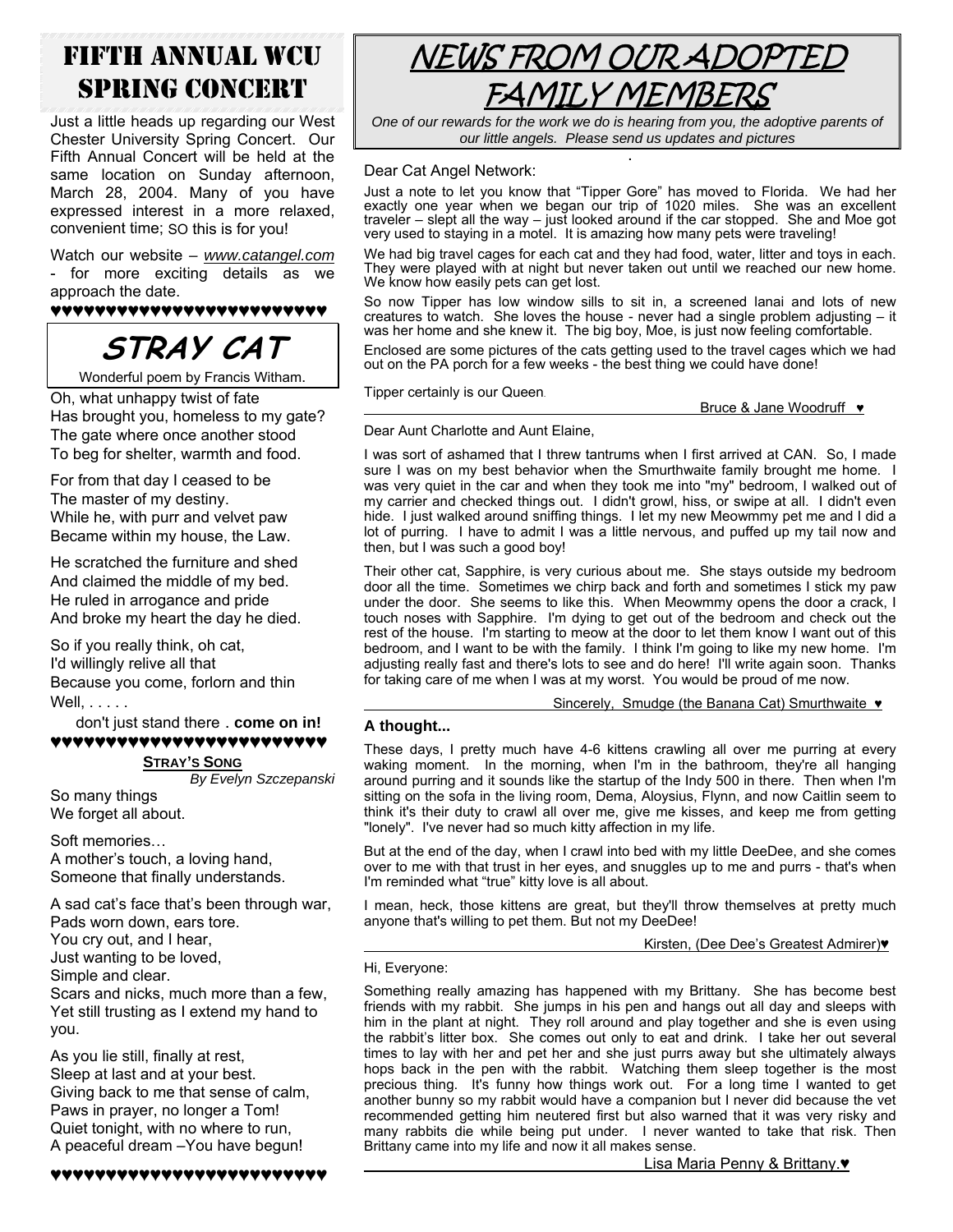# FIFTH ANNUAL WCU SPRING CONCERT

Just a little heads up regarding our West Chester University Spring Concert. Our Fifth Annual Concert will be held at the same location on Sunday afternoon, March 28, 2004. Many of you have expressed interest in a more relaxed, convenient time; SO this is for you!

Watch our website – *www.catangel.com* - for more exciting details as we approach the date.

♥♥♥♥♥♥♥♥♥♥♥♥♥♥♥♥♥♥♥♥♥♥♥♥♥♥♥

## STRAY CAT

Wonderful poem by Francis Witham.

Oh, what unhappy twist of fate
Has brought you, homeless to my gate?
The gate where once another stood
To beg for shelter, warmth and food.

For from that day I ceased to be
The master of my destiny.
While he, with purr and velvet paw
Became within my house, the Law.

He scratched the furniture and shed
And claimed the middle of my bed.
He ruled in arrogance and pride
And broke my heart the day he died.

So if you really think, oh cat,
I'd willingly relive all that
Because you come, forlorn and thin
Well, . . . . .

don't just stand there . **come on in!**

♥♥♥♥♥♥♥♥♥♥♥♥♥♥♥♥♥♥♥♥♥♥♥♥♥♥♥

**STRAY'S SONG**

*By Evelyn Szczepanski*

So many things
We forget all about.

Soft memories…
A mother's touch, a loving hand,
Someone that finally understands.

A sad cat's face that's been through war,
Pads worn down, ears tore.
You cry out, and I hear,
Just wanting to be loved,
Simple and clear.
Scars and nicks, much more than a few,
Yet still trusting as I extend my hand to you.

As you lie still, finally at rest,
Sleep at last and at your best.
Giving back to me that sense of calm,
Paws in prayer, no longer a Tom!
Quiet tonight, with no where to run,
A peaceful dream –You have begun!

♥♥♥♥♥♥♥♥♥♥♥♥♥♥♥♥♥♥♥♥♥♥♥♥♥♥♥

# NEWS FROM OUR ADOPTED FAMILY MEMBERS

*One of our rewards for the work we do is hearing from you, the adoptive parents of our little angels. Please send us updates and pictures*

Dear Cat Angel Network:

Just a note to let you know that "Tipper Gore" has moved to Florida. We had her exactly one year when we began our trip of 1020 miles. She was an excellent traveler – slept all the way – just looked around if the car stopped. She and Moe got very used to staying in a motel. It is amazing how many pets were traveling!

We had big travel cages for each cat and they had food, water, litter and toys in each. They were played with at night but never taken out until we reached our new home. We know how easily pets can get lost.

So now Tipper has low window sills to sit in, a screened lanai and lots of new creatures to watch. She loves the house - never had a single problem adjusting – it was her home and she knew it. The big boy, Moe, is just now feeling comfortable.

Enclosed are some pictures of the cats getting used to the travel cages which we had out on the PA porch for a few weeks - the best thing we could have done!

Tipper certainly is our Queen.

Bruce & Jane Woodruff ♥

Dear Aunt Charlotte and Aunt Elaine,

I was sort of ashamed that I threw tantrums when I first arrived at CAN. So, I made sure I was on my best behavior when the Smurthwaite family brought me home. I was very quiet in the car and when they took me into "my" bedroom, I walked out of my carrier and checked things out. I didn't growl, hiss, or swipe at all. I didn't even hide. I just walked around sniffing things. I let my new Meowmmy pet me and I did a lot of purring. I have to admit I was a little nervous, and puffed up my tail now and then, but I was such a good boy!

Their other cat, Sapphire, is very curious about me. She stays outside my bedroom door all the time. Sometimes we chirp back and forth and sometimes I stick my paw under the door. She seems to like this. When Meowmmy opens the door a crack, I touch noses with Sapphire. I'm dying to get out of the bedroom and check out the rest of the house. I'm starting to meow at the door to let them know I want out of this bedroom, and I want to be with the family. I think I'm going to like my new home. I'm adjusting really fast and there's lots to see and do here! I'll write again soon. Thanks for taking care of me when I was at my worst. You would be proud of me now.

Sincerely, Smudge (the Banana Cat) Smurthwaite ♥

### A thought...

These days, I pretty much have 4-6 kittens crawling all over me purring at every waking moment. In the morning, when I'm in the bathroom, they're all hanging around purring and it sounds like the startup of the Indy 500 in there. Then when I'm sitting on the sofa in the living room, Dema, Aloysius, Flynn, and now Caitlin seem to think it's their duty to crawl all over me, give me kisses, and keep me from getting "lonely". I've never had so much kitty affection in my life.

But at the end of the day, when I crawl into bed with my little DeeDee, and she comes over to me with that trust in her eyes, and snuggles up to me and purrs - that's when I'm reminded what "true" kitty love is all about.

I mean, heck, those kittens are great, but they'll throw themselves at pretty much anyone that's willing to pet them. But not my DeeDee!

Kirsten, (Dee Dee's Greatest Admirer)♥

Hi, Everyone:

Something really amazing has happened with my Brittany. She has become best friends with my rabbit. She jumps in his pen and hangs out all day and sleeps with him in the plant at night. They roll around and play together and she is even using the rabbit's litter box. She comes out only to eat and drink. I take her out several times to lay with her and pet her and she just purrs away but she ultimately always hops back in the pen with the rabbit. Watching them sleep together is the most precious thing. It's funny how things work out. For a long time I wanted to get another bunny so my rabbit would have a companion but I never did because the vet recommended getting him neutered first but also warned that it was very risky and many rabbits die while being put under. I never wanted to take that risk. Then Brittany came into my life and now it all makes sense.

Lisa Maria Penny & Brittany.♥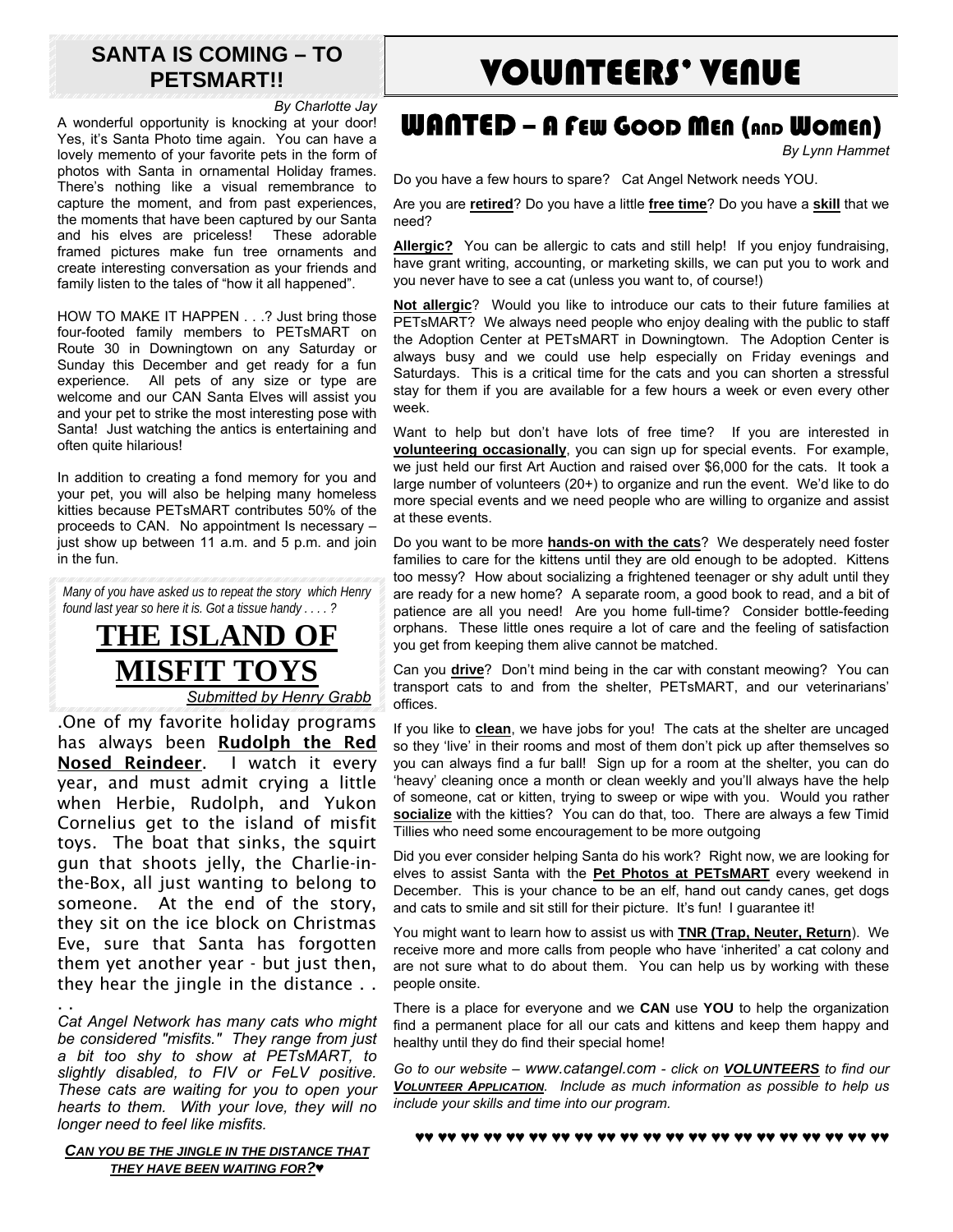## SANTA IS COMING – TO PETSMART!!

*By Charlotte Jay*

A wonderful opportunity is knocking at your door! Yes, it's Santa Photo time again. You can have a lovely memento of your favorite pets in the form of photos with Santa in ornamental Holiday frames. There's nothing like a visual remembrance to capture the moment, and from past experiences, the moments that have been captured by our Santa and his elves are priceless! These adorable framed pictures make fun tree ornaments and create interesting conversation as your friends and family listen to the tales of "how it all happened".

HOW TO MAKE IT HAPPEN . . .? Just bring those four-footed family members to PETsMART on Route 30 in Downingtown on any Saturday or Sunday this December and get ready for a fun experience. All pets of any size or type are welcome and our CAN Santa Elves will assist you and your pet to strike the most interesting pose with Santa! Just watching the antics is entertaining and often quite hilarious!

In addition to creating a fond memory for you and your pet, you will also be helping many homeless kitties because PETsMART contributes 50% of the proceeds to CAN. No appointment Is necessary – just show up between 11 a.m. and 5 p.m. and join in the fun.

*Many of you have asked us to repeat the story which Henry found last year so here it is. Got a tissue handy . . . . ?*

## THE ISLAND OF MISFIT TOYS

*Submitted by Henry Grabb*

.One of my favorite holiday programs has always been **Rudolph the Red Nosed Reindeer**. I watch it every year, and must admit crying a little when Herbie, Rudolph, and Yukon Cornelius get to the island of misfit toys. The boat that sinks, the squirt gun that shoots jelly, the Charlie-in-the-Box, all just wanting to belong to someone. At the end of the story, they sit on the ice block on Christmas Eve, sure that Santa has forgotten them yet another year - but just then, they hear the jingle in the distance . . . .

*Cat Angel Network has many cats who might be considered "misfits." They range from just a bit too shy to show at PETsMART, to slightly disabled, to FIV or FeLV positive. These cats are waiting for you to open your hearts to them. With your love, they will no longer need to feel like misfits.*

***CAN YOU BE THE JINGLE IN THE DISTANCE THAT THEY HAVE BEEN WAITING FOR?*♥**

# VOLUNTEERS' VENUE

## WANTED – A Few Good Men (and Women)

*By Lynn Hammet*

Do you have a few hours to spare? Cat Angel Network needs YOU.

Are you are **retired**? Do you have a little **free time**? Do you have a **skill** that we need?

**Allergic?** You can be allergic to cats and still help! If you enjoy fundraising, have grant writing, accounting, or marketing skills, we can put you to work and you never have to see a cat (unless you want to, of course!)

**Not allergic**? Would you like to introduce our cats to their future families at PETsMART? We always need people who enjoy dealing with the public to staff the Adoption Center at PETsMART in Downingtown. The Adoption Center is always busy and we could use help especially on Friday evenings and Saturdays. This is a critical time for the cats and you can shorten a stressful stay for them if you are available for a few hours a week or even every other week.

Want to help but don't have lots of free time? If you are interested in **volunteering occasionally**, you can sign up for special events. For example, we just held our first Art Auction and raised over $6,000 for the cats. It took a large number of volunteers (20+) to organize and run the event. We'd like to do more special events and we need people who are willing to organize and assist at these events.

Do you want to be more **hands-on with the cats**? We desperately need foster families to care for the kittens until they are old enough to be adopted. Kittens too messy? How about socializing a frightened teenager or shy adult until they are ready for a new home? A separate room, a good book to read, and a bit of patience are all you need! Are you home full-time? Consider bottle-feeding orphans. These little ones require a lot of care and the feeling of satisfaction you get from keeping them alive cannot be matched.

Can you **drive**? Don't mind being in the car with constant meowing? You can transport cats to and from the shelter, PETsMART, and our veterinarians' offices.

If you like to **clean**, we have jobs for you! The cats at the shelter are uncaged so they 'live' in their rooms and most of them don't pick up after themselves so you can always find a fur ball! Sign up for a room at the shelter, you can do 'heavy' cleaning once a month or clean weekly and you'll always have the help of someone, cat or kitten, trying to sweep or wipe with you. Would you rather **socialize** with the kitties? You can do that, too. There are always a few Timid Tillies who need some encouragement to be more outgoing

Did you ever consider helping Santa do his work? Right now, we are looking for elves to assist Santa with the **Pet Photos at PETsMART** every weekend in December. This is your chance to be an elf, hand out candy canes, get dogs and cats to smile and sit still for their picture. It's fun! I guarantee it!

You might want to learn how to assist us with **TNR (Trap, Neuter, Return**). We receive more and more calls from people who have 'inherited' a cat colony and are not sure what to do about them. You can help us by working with these people onsite.

There is a place for everyone and we **CAN** use **YOU** to help the organization find a permanent place for all our cats and kittens and keep them happy and healthy until they do find their special home!

*Go to our website – www.catangel.com - click on **VOLUNTEERS** to find our **VOLUNTEER APPLICATION**. Include as much information as possible to help us include your skills and time into our program.*

♥♥ ♥♥ ♥♥ ♥♥ ♥♥ ♥♥ ♥♥ ♥♥ ♥♥ ♥♥ ♥♥ ♥♥ ♥♥ ♥♥ ♥♥ ♥♥ ♥♥ ♥♥ ♥♥ ♥♥ ♥♥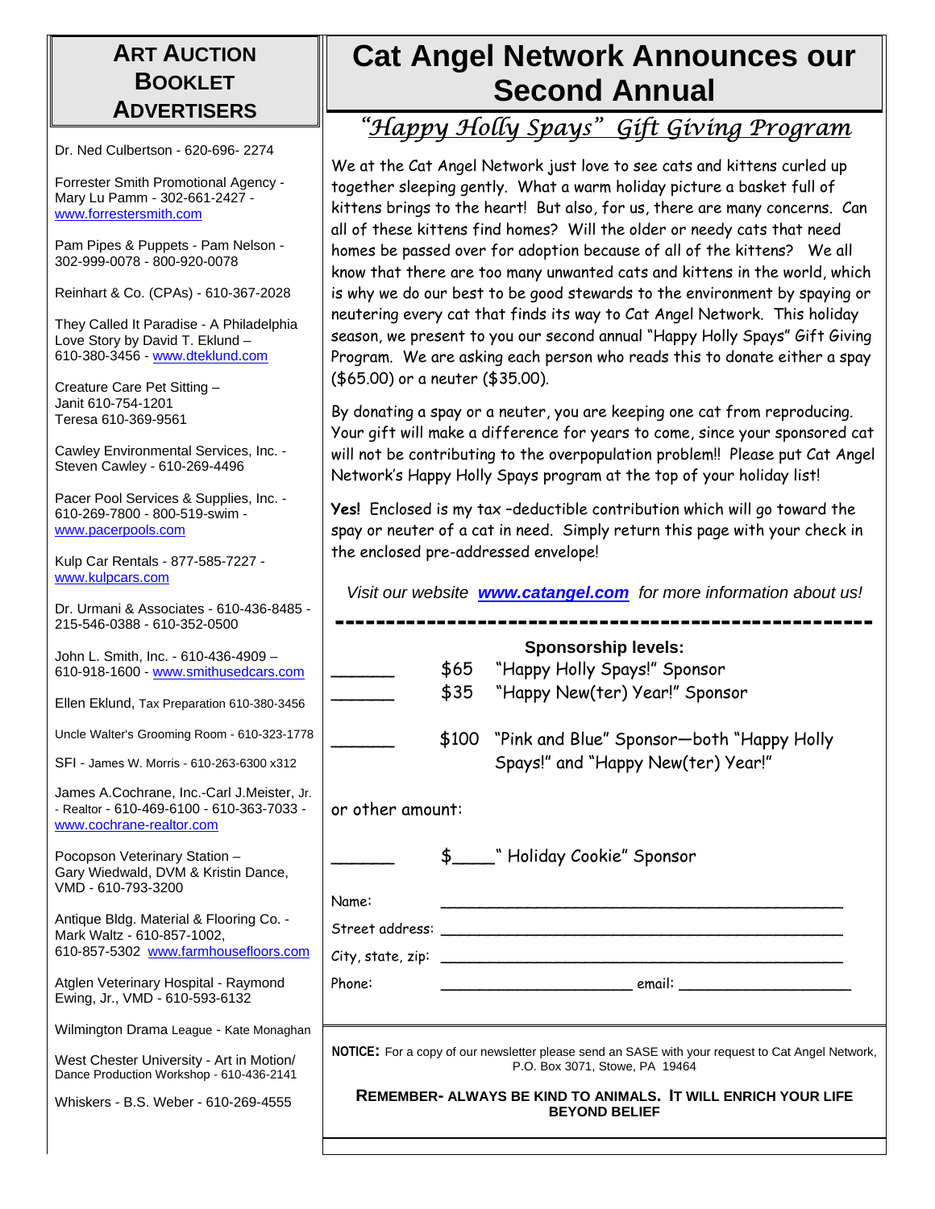## Art Auction Booklet Advertisers

Dr. Ned Culbertson - 620-696- 2274

Forrester Smith Promotional Agency - Mary Lu Pamm - 302-661-2427 - www.forrestersmith.com

Pam Pipes & Puppets - Pam Nelson - 302-999-0078 - 800-920-0078

Reinhart & Co. (CPAs) - 610-367-2028

They Called It Paradise - A Philadelphia Love Story by David T. Eklund - 610-380-3456 - www.dteklund.com

Creature Care Pet Sitting – Janit 610-754-1201 Teresa 610-369-9561

Cawley Environmental Services, Inc. - Steven Cawley - 610-269-4496

Pacer Pool Services & Supplies, Inc. - 610-269-7800 - 800-519-swim - www.pacerpools.com

Kulp Car Rentals - 877-585-7227 - www.kulpcars.com

Dr. Urmani & Associates - 610-436-8485 - 215-546-0388 - 610-352-0500

John L. Smith, Inc. - 610-436-4909 – 610-918-1600 - www.smithusedcars.com

Ellen Eklund, Tax Preparation 610-380-3456

Uncle Walter's Grooming Room - 610-323-1778

SFI - James W. Morris - 610-263-6300 x312

James A.Cochrane, Inc.-Carl J.Meister, Jr. - Realtor - 610-469-6100 - 610-363-7033 - www.cochrane-realtor.com

Pocopson Veterinary Station – Gary Wiedwald, DVM & Kristin Dance, VMD - 610-793-3200

Antique Bldg. Material & Flooring Co. - Mark Waltz - 610-857-1002, 610-857-5302 www.farmhousefloors.com

Atglen Veterinary Hospital - Raymond Ewing, Jr., VMD - 610-593-6132

Wilmington Drama League - Kate Monaghan

West Chester University - Art in Motion/ Dance Production Workshop - 610-436-2141

Whiskers - B.S. Weber - 610-269-4555

# Cat Angel Network Announces our Second Annual

## *"Happy Holly Spays" Gift Giving Program*

We at the Cat Angel Network just love to see cats and kittens curled up together sleeping gently. What a warm holiday picture a basket full of kittens brings to the heart! But also, for us, there are many concerns. Can all of these kittens find homes? Will the older or needy cats that need homes be passed over for adoption because of all of the kittens? We all know that there are too many unwanted cats and kittens in the world, which is why we do our best to be good stewards to the environment by spaying or neutering every cat that finds its way to Cat Angel Network. This holiday season, we present to you our second annual "Happy Holly Spays" Gift Giving Program. We are asking each person who reads this to donate either a spay ($65.00) or a neuter ($35.00).

By donating a spay or a neuter, you are keeping one cat from reproducing. Your gift will make a difference for years to come, since your sponsored cat will not be contributing to the overpopulation problem!! Please put Cat Angel Network's Happy Holly Spays program at the top of your holiday list!

**Yes!** Enclosed is my tax –deductible contribution which will go toward the spay or neuter of a cat in need. Simply return this page with your check in the enclosed pre-addressed envelope!

*Visit our website **www.catangel.com** for more information about us!*

---

**Sponsorship levels:**

______ $65 "Happy Holly Spays!" Sponsor

______ $35 "Happy New(ter) Year!" Sponsor

______ $100 "Pink and Blue" Sponsor—both "Happy Holly Spays!" and "Happy New(ter) Year!"

or other amount:

______ $____" Holiday Cookie" Sponsor

Name: ____________________________________________

Street address: ____________________________________________

City, state, zip: ____________________________________________

Phone: ______________________ email: ____________________

**NOTICE:** For a copy of our newsletter please send an SASE with your request to Cat Angel Network, P.O. Box 3071, Stowe, PA 19464

**REMEMBER- ALWAYS BE KIND TO ANIMALS. IT WILL ENRICH YOUR LIFE BEYOND BELIEF**